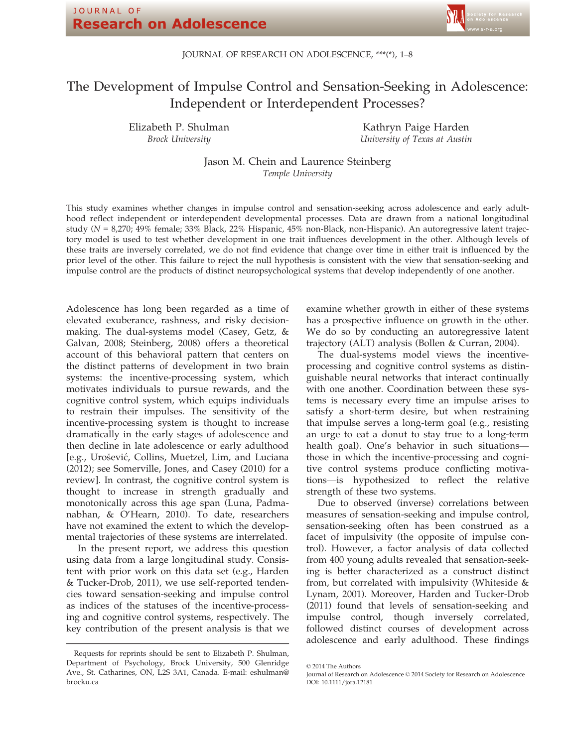# The Development of Impulse Control and Sensation-Seeking in Adolescence: Independent or Interdependent Processes?

Elizabeth P. Shulman
*Brock University*

Kathryn Paige Harden
*University of Texas at Austin*

Jason M. Chein and Laurence Steinberg
*Temple University*

This study examines whether changes in impulse control and sensation-seeking across adolescence and early adulthood reflect independent or interdependent developmental processes. Data are drawn from a national longitudinal study ($N = 8,270$; 49% female; 33% Black, 22% Hispanic, 45% non-Black, non-Hispanic). An autoregressive latent trajectory model is used to test whether development in one trait influences development in the other. Although levels of these traits are inversely correlated, we do not find evidence that change over time in either trait is influenced by the prior level of the other. This failure to reject the null hypothesis is consistent with the view that sensation-seeking and impulse control are the products of distinct neuropsychological systems that develop independently of one another.

Adolescence has long been regarded as a time of elevated exuberance, rashness, and risky decision-making. The dual-systems model (Casey, Getz, & Galvan, 2008; Steinberg, 2008) offers a theoretical account of this behavioral pattern that centers on the distinct patterns of development in two brain systems: the incentive-processing system, which motivates individuals to pursue rewards, and the cognitive control system, which equips individuals to restrain their impulses. The sensitivity of the incentive-processing system is thought to increase dramatically in the early stages of adolescence and then decline in late adolescence or early adulthood [e.g., Urošević, Collins, Muetzel, Lim, and Luciana (2012); see Somerville, Jones, and Casey (2010) for a review]. In contrast, the cognitive control system is thought to increase in strength gradually and monotonically across this age span (Luna, Padmanabhan, & O'Hearn, 2010). To date, researchers have not examined the extent to which the developmental trajectories of these systems are interrelated.

In the present report, we address this question using data from a large longitudinal study. Consistent with prior work on this data set (e.g., Harden & Tucker-Drob, 2011), we use self-reported tendencies toward sensation-seeking and impulse control as indices of the statuses of the incentive-processing and cognitive control systems, respectively. The key contribution of the present analysis is that we examine whether growth in either of these systems has a prospective influence on growth in the other. We do so by conducting an autoregressive latent trajectory (ALT) analysis (Bollen & Curran, 2004).

The dual-systems model views the incentive-processing and cognitive control systems as distinguishable neural networks that interact continually with one another. Coordination between these systems is necessary every time an impulse arises to satisfy a short-term desire, but when restraining that impulse serves a long-term goal (e.g., resisting an urge to eat a donut to stay true to a long-term health goal). One's behavior in such situations—those in which the incentive-processing and cognitive control systems produce conflicting motivations—is hypothesized to reflect the relative strength of these two systems.

Due to observed (inverse) correlations between measures of sensation-seeking and impulse control, sensation-seeking often has been construed as a facet of impulsivity (the opposite of impulse control). However, a factor analysis of data collected from 400 young adults revealed that sensation-seeking is better characterized as a construct distinct from, but correlated with impulsivity (Whiteside & Lynam, 2001). Moreover, Harden and Tucker-Drob (2011) found that levels of sensation-seeking and impulse control, though inversely correlated, followed distinct courses of development across adolescence and early adulthood. These findings

Requests for reprints should be sent to Elizabeth P. Shulman, Department of Psychology, Brock University, 500 Glenridge Ave., St. Catharines, ON, L2S 3A1, Canada. E-mail: eshulman@brocku.ca

© 2014 The Authors
Journal of Research on Adolescence © 2014 Society for Research on Adolescence
DOI: 10.1111/jora.12181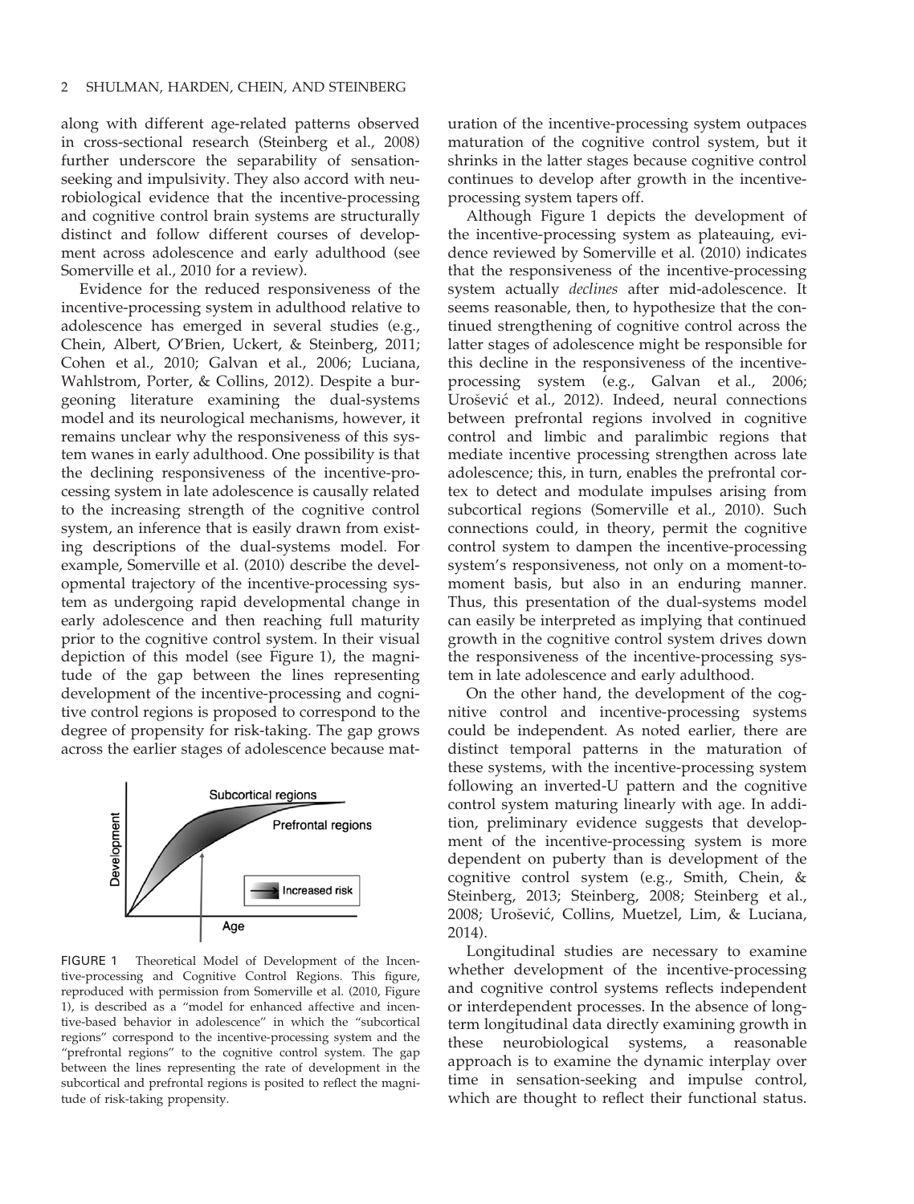along with different age-related patterns observed in cross-sectional research (Steinberg et al., 2008) further underscore the separability of sensation-seeking and impulsivity. They also accord with neurobiological evidence that the incentive-processing and cognitive control brain systems are structurally distinct and follow different courses of development across adolescence and early adulthood (see Somerville et al., 2010 for a review).

Evidence for the reduced responsiveness of the incentive-processing system in adulthood relative to adolescence has emerged in several studies (e.g., Chein, Albert, O'Brien, Uckert, & Steinberg, 2011; Cohen et al., 2010; Galvan et al., 2006; Luciana, Wahlstrom, Porter, & Collins, 2012). Despite a burgeoning literature examining the dual-systems model and its neurological mechanisms, however, it remains unclear why the responsiveness of this system wanes in early adulthood. One possibility is that the declining responsiveness of the incentive-processing system in late adolescence is causally related to the increasing strength of the cognitive control system, an inference that is easily drawn from existing descriptions of the dual-systems model. For example, Somerville et al. (2010) describe the developmental trajectory of the incentive-processing system as undergoing rapid developmental change in early adolescence and then reaching full maturity prior to the cognitive control system. In their visual depiction of this model (see Figure 1), the magnitude of the gap between the lines representing development of the incentive-processing and cognitive control regions is proposed to correspond to the degree of propensity for risk-taking. The gap grows across the earlier stages of adolescence because maturation of the incentive-processing system outpaces maturation of the cognitive control system, but it shrinks in the latter stages because cognitive control continues to develop after growth in the incentive-processing system tapers off.

FIGURE 1 Theoretical Model of Development of the Incentive-processing and Cognitive Control Regions. This figure, reproduced with permission from Somerville et al. (2010, Figure 1), is described as a "model for enhanced affective and incentive-based behavior in adolescence" in which the "subcortical regions" correspond to the incentive-processing system and the "prefrontal regions" to the cognitive control system. The gap between the lines representing the rate of development in the subcortical and prefrontal regions is posited to reflect the magnitude of risk-taking propensity.

Although Figure 1 depicts the development of the incentive-processing system as plateauing, evidence reviewed by Somerville et al. (2010) indicates that the responsiveness of the incentive-processing system actually *declines* after mid-adolescence. It seems reasonable, then, to hypothesize that the continued strengthening of cognitive control across the latter stages of adolescence might be responsible for this decline in the responsiveness of the incentive-processing system (e.g., Galvan et al., 2006; Urošević et al., 2012). Indeed, neural connections between prefrontal regions involved in cognitive control and limbic and paralimbic regions that mediate incentive processing strengthen across late adolescence; this, in turn, enables the prefrontal cortex to detect and modulate impulses arising from subcortical regions (Somerville et al., 2010). Such connections could, in theory, permit the cognitive control system to dampen the incentive-processing system's responsiveness, not only on a moment-to-moment basis, but also in an enduring manner. Thus, this presentation of the dual-systems model can easily be interpreted as implying that continued growth in the cognitive control system drives down the responsiveness of the incentive-processing system in late adolescence and early adulthood.

On the other hand, the development of the cognitive control and incentive-processing systems could be independent. As noted earlier, there are distinct temporal patterns in the maturation of these systems, with the incentive-processing system following an inverted-U pattern and the cognitive control system maturing linearly with age. In addition, preliminary evidence suggests that development of the incentive-processing system is more dependent on puberty than is development of the cognitive control system (e.g., Smith, Chein, & Steinberg, 2013; Steinberg, 2008; Steinberg et al., 2008; Urošević, Collins, Muetzel, Lim, & Luciana, 2014).

Longitudinal studies are necessary to examine whether development of the incentive-processing and cognitive control systems reflects independent or interdependent processes. In the absence of long-term longitudinal data directly examining growth in these neurobiological systems, a reasonable approach is to examine the dynamic interplay over time in sensation-seeking and impulse control, which are thought to reflect their functional status.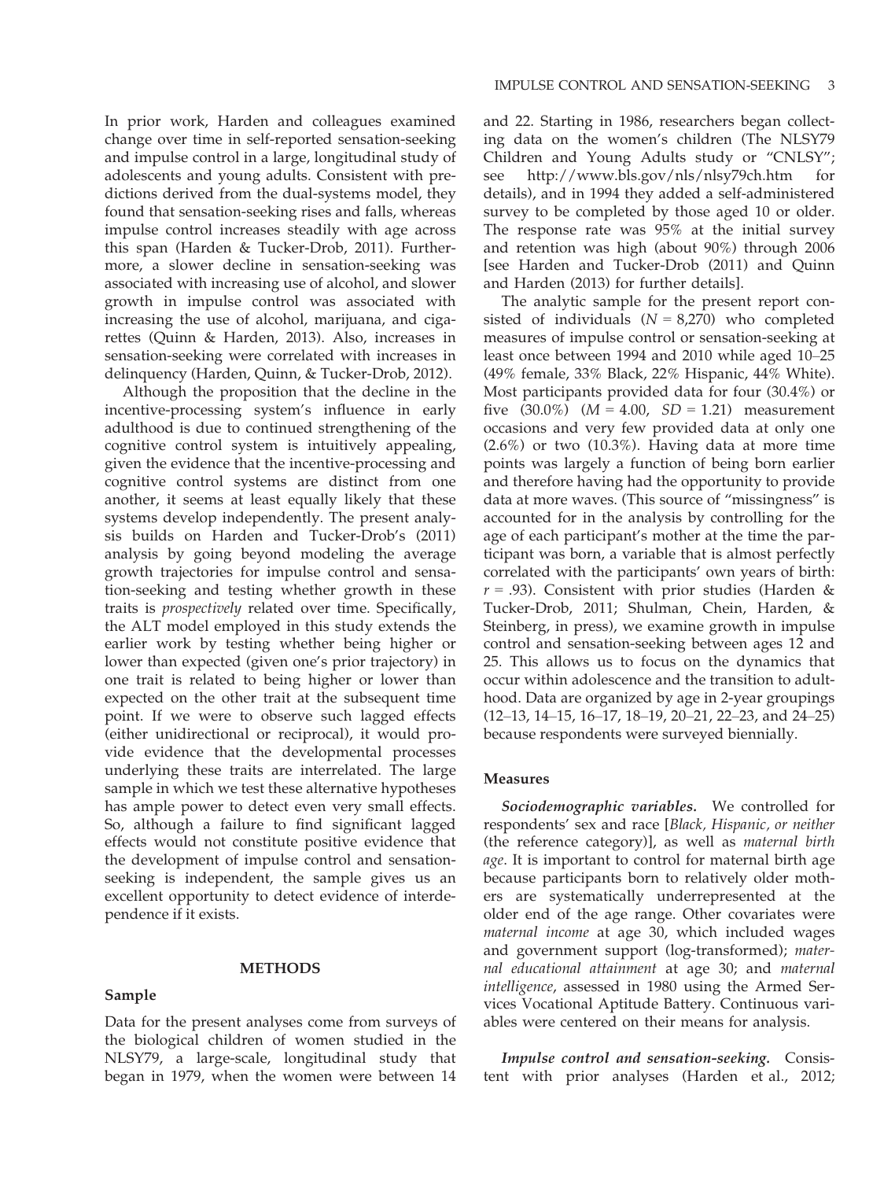In prior work, Harden and colleagues examined change over time in self-reported sensation-seeking and impulse control in a large, longitudinal study of adolescents and young adults. Consistent with predictions derived from the dual-systems model, they found that sensation-seeking rises and falls, whereas impulse control increases steadily with age across this span (Harden & Tucker-Drob, 2011). Furthermore, a slower decline in sensation-seeking was associated with increasing use of alcohol, and slower growth in impulse control was associated with increasing the use of alcohol, marijuana, and cigarettes (Quinn & Harden, 2013). Also, increases in sensation-seeking were correlated with increases in delinquency (Harden, Quinn, & Tucker-Drob, 2012).

Although the proposition that the decline in the incentive-processing system's influence in early adulthood is due to continued strengthening of the cognitive control system is intuitively appealing, given the evidence that the incentive-processing and cognitive control systems are distinct from one another, it seems at least equally likely that these systems develop independently. The present analysis builds on Harden and Tucker-Drob's (2011) analysis by going beyond modeling the average growth trajectories for impulse control and sensation-seeking and testing whether growth in these traits is *prospectively* related over time. Specifically, the ALT model employed in this study extends the earlier work by testing whether being higher or lower than expected (given one's prior trajectory) in one trait is related to being higher or lower than expected on the other trait at the subsequent time point. If we were to observe such lagged effects (either unidirectional or reciprocal), it would provide evidence that the developmental processes underlying these traits are interrelated. The large sample in which we test these alternative hypotheses has ample power to detect even very small effects. So, although a failure to find significant lagged effects would not constitute positive evidence that the development of impulse control and sensation-seeking is independent, the sample gives us an excellent opportunity to detect evidence of interdependence if it exists.

## METHODS

### Sample

Data for the present analyses come from surveys of the biological children of women studied in the NLSY79, a large-scale, longitudinal study that began in 1979, when the women were between 14 and 22. Starting in 1986, researchers began collecting data on the women's children (The NLSY79 Children and Young Adults study or "CNLSY"; see http://www.bls.gov/nls/nlsy79ch.htm for details), and in 1994 they added a self-administered survey to be completed by those aged 10 or older. The response rate was 95% at the initial survey and retention was high (about 90%) through 2006 [see Harden and Tucker-Drob (2011) and Quinn and Harden (2013) for further details].

The analytic sample for the present report consisted of individuals ($N = 8{,}270$) who completed measures of impulse control or sensation-seeking at least once between 1994 and 2010 while aged 10–25 (49% female, 33% Black, 22% Hispanic, 44% White). Most participants provided data for four (30.4%) or five (30.0%) ($M = 4.00$, $SD = 1.21$) measurement occasions and very few provided data at only one (2.6%) or two (10.3%). Having data at more time points was largely a function of being born earlier and therefore having had the opportunity to provide data at more waves. (This source of "missingness" is accounted for in the analysis by controlling for the age of each participant's mother at the time the participant was born, a variable that is almost perfectly correlated with the participants' own years of birth: $r = .93$). Consistent with prior studies (Harden & Tucker-Drob, 2011; Shulman, Chein, Harden, & Steinberg, in press), we examine growth in impulse control and sensation-seeking between ages 12 and 25. This allows us to focus on the dynamics that occur within adolescence and the transition to adulthood. Data are organized by age in 2-year groupings (12–13, 14–15, 16–17, 18–19, 20–21, 22–23, and 24–25) because respondents were surveyed biennially.

### Measures

***Sociodemographic variables.*** We controlled for respondents' sex and race [*Black, Hispanic, or neither* (the reference category)], as well as *maternal birth age*. It is important to control for maternal birth age because participants born to relatively older mothers are systematically underrepresented at the older end of the age range. Other covariates were *maternal income* at age 30, which included wages and government support (log-transformed); *maternal educational attainment* at age 30; and *maternal intelligence*, assessed in 1980 using the Armed Services Vocational Aptitude Battery. Continuous variables were centered on their means for analysis.

***Impulse control and sensation-seeking.*** Consistent with prior analyses (Harden et al., 2012;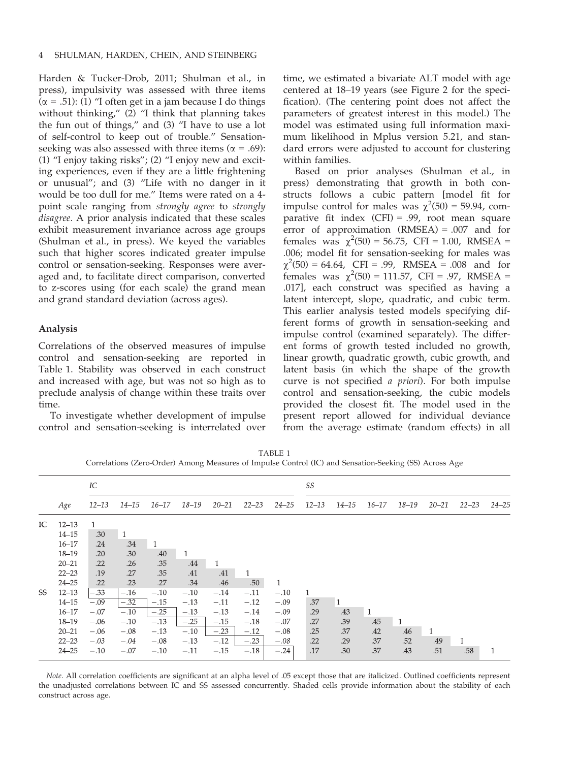Harden & Tucker-Drob, 2011; Shulman et al., in press), impulsivity was assessed with three items ($\alpha$ = .51): (1) "I often get in a jam because I do things without thinking," (2) "I think that planning takes the fun out of things," and (3) "I have to use a lot of self-control to keep out of trouble." Sensation-seeking was also assessed with three items ($\alpha$ = .69): (1) "I enjoy taking risks"; (2) "I enjoy new and exciting experiences, even if they are a little frightening or unusual"; and (3) "Life with no danger in it would be too dull for me." Items were rated on a 4-point scale ranging from *strongly agree* to *strongly disagree*. A prior analysis indicated that these scales exhibit measurement invariance across age groups (Shulman et al., in press). We keyed the variables such that higher scores indicated greater impulse control or sensation-seeking. Responses were averaged and, to facilitate direct comparison, converted to z-scores using (for each scale) the grand mean and grand standard deviation (across ages).

### Analysis

Correlations of the observed measures of impulse control and sensation-seeking are reported in Table 1. Stability was observed in each construct and increased with age, but was not so high as to preclude analysis of change within these traits over time.

To investigate whether development of impulse control and sensation-seeking is interrelated over time, we estimated a bivariate ALT model with age centered at 18–19 years (see Figure 2 for the specification). (The centering point does not affect the parameters of greatest interest in this model.) The model was estimated using full information maximum likelihood in Mplus version 5.21, and standard errors were adjusted to account for clustering within families.

Based on prior analyses (Shulman et al., in press) demonstrating that growth in both constructs follows a cubic pattern [model fit for impulse control for males was $\chi^2(50)$ = 59.94, comparative fit index (CFI) = .99, root mean square error of approximation (RMSEA) = .007 and for females was $\chi^2(50)$ = 56.75, CFI = 1.00, RMSEA = .006; model fit for sensation-seeking for males was $\chi^2(50)$ = 64.64, CFI = .99, RMSEA = .008 and for females was $\chi^2(50)$ = 111.57, CFI = .97, RMSEA = .017], each construct was specified as having a latent intercept, slope, quadratic, and cubic term. This earlier analysis tested models specifying different forms of growth in sensation-seeking and impulse control (examined separately). The different forms of growth tested included no growth, linear growth, quadratic growth, cubic growth, and latent basis (in which the shape of the growth curve is not specified *a priori*). For both impulse control and sensation-seeking, the cubic models provided the closest fit. The model used in the present report allowed for individual deviance from the average estimate (random effects) in all

TABLE 1
Correlations (Zero-Order) Among Measures of Impulse Control (IC) and Sensation-Seeking (SS) Across Age

| | | *IC* | | | | | | | *SS* | | | | | | |
|---|---|---|---|---|---|---|---|---|---|---|---|---|---|---|---|
| | *Age* | *12–13* | *14–15* | *16–17* | *18–19* | *20–21* | *22–23* | *24–25* | *12–13* | *14–15* | *16–17* | *18–19* | *20–21* | *22–23* | *24–25* |
| IC | 12–13 | 1 | | | | | | | | | | | | | |
| | 14–15 | .30 | 1 | | | | | | | | | | | | |
| | 16–17 | .24 | .34 | 1 | | | | | | | | | | | |
| | 18–19 | .20 | .30 | .40 | 1 | | | | | | | | | | |
| | 20–21 | .22 | .26 | .35 | .44 | 1 | | | | | | | | | |
| | 22–23 | .19 | .27 | .35 | .41 | .41 | 1 | | | | | | | | |
| | 24–25 | .22 | .23 | .27 | .34 | .46 | .50 | 1 | | | | | | | |
| SS | 12–13 | −.33 | −.16 | −.10 | −.10 | −.14 | −.11 | −.10 | 1 | | | | | | |
| | 14–15 | −.09 | −.32 | −.15 | −.13 | −.11 | −.12 | −.09 | .37 | 1 | | | | | |
| | 16–17 | −.07 | −.10 | −.25 | −.13 | −.13 | −.14 | −.09 | .29 | .43 | 1 | | | | |
| | 18–19 | −.06 | −.10 | −.13 | −.25 | −.15 | −.18 | −.07 | .27 | .39 | .45 | 1 | | | |
| | 20–21 | −.06 | −.08 | −.13 | −.10 | −.23 | −.12 | −.08 | .25 | .37 | .42 | .46 | 1 | | |
| | 22–23 | *−.03* | *−.04* | −.08 | −.13 | −.12 | −.23 | *−.08* | .22 | .29 | .37 | .52 | .49 | 1 | |
| | 24–25 | −.10 | −.07 | −.10 | −.11 | −.15 | −.18 | −.24 | .17 | .30 | .37 | .43 | .51 | .58 | 1 |

*Note.* All correlation coefficients are significant at an alpha level of .05 except those that are italicized. Outlined coefficients represent the unadjusted correlations between IC and SS assessed concurrently. Shaded cells provide information about the stability of each construct across age.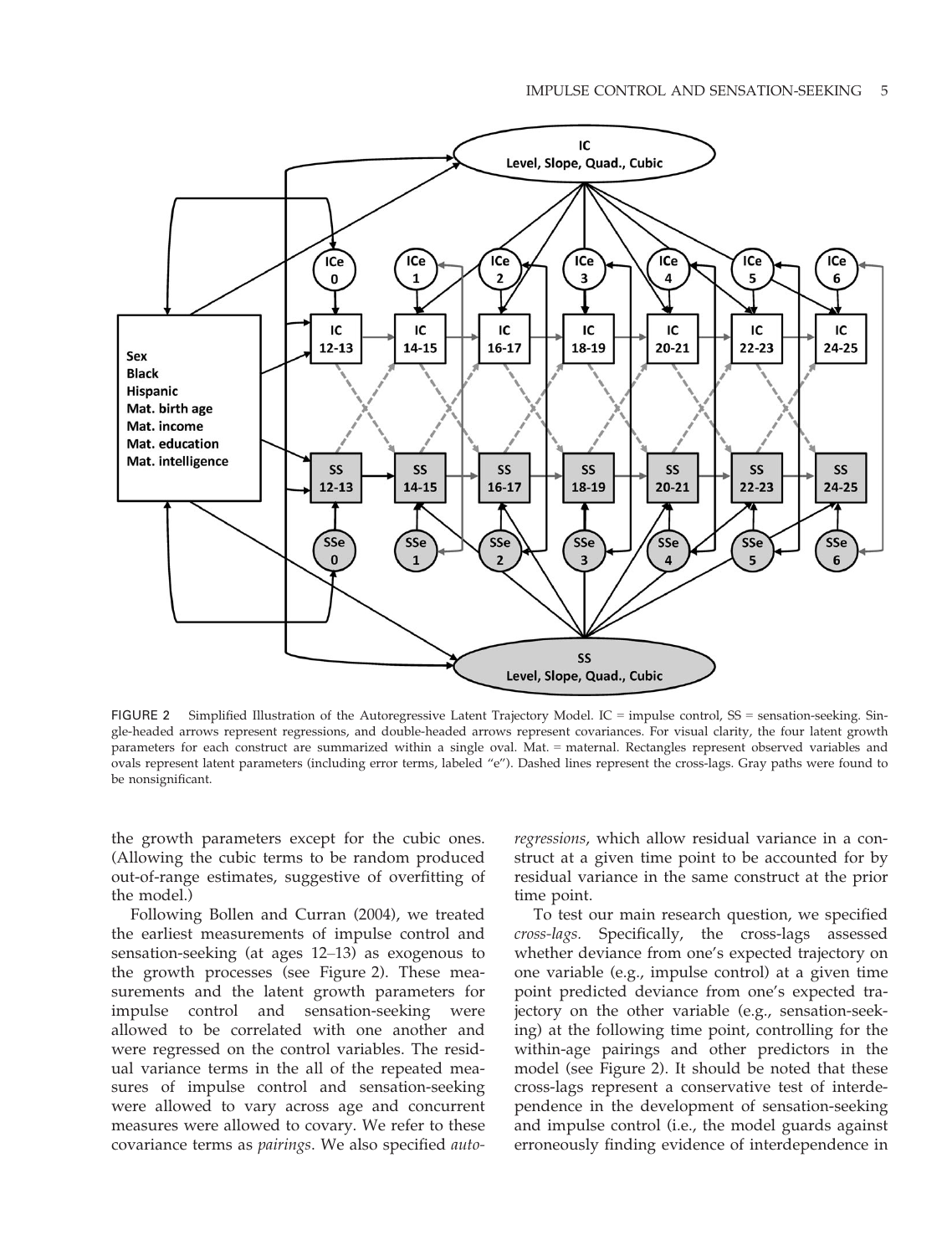FIGURE 2 Simplified Illustration of the Autoregressive Latent Trajectory Model. IC = impulse control, SS = sensation-seeking. Single-headed arrows represent regressions, and double-headed arrows represent covariances. For visual clarity, the four latent growth parameters for each construct are summarized within a single oval. Mat. = maternal. Rectangles represent observed variables and ovals represent latent parameters (including error terms, labeled "e"). Dashed lines represent the cross-lags. Gray paths were found to be nonsignificant.

the growth parameters except for the cubic ones. (Allowing the cubic terms to be random produced out-of-range estimates, suggestive of overfitting of the model.)

Following Bollen and Curran (2004), we treated the earliest measurements of impulse control and sensation-seeking (at ages 12–13) as exogenous to the growth processes (see Figure 2). These measurements and the latent growth parameters for impulse control and sensation-seeking were allowed to be correlated with one another and were regressed on the control variables. The residual variance terms in the all of the repeated measures of impulse control and sensation-seeking were allowed to vary across age and concurrent measures were allowed to covary. We refer to these covariance terms as *pairings*. We also specified *autoregressions*, which allow residual variance in a construct at a given time point to be accounted for by residual variance in the same construct at the prior time point.

To test our main research question, we specified *cross-lags*. Specifically, the cross-lags assessed whether deviance from one's expected trajectory on one variable (e.g., impulse control) at a given time point predicted deviance from one's expected trajectory on the other variable (e.g., sensation-seeking) at the following time point, controlling for the within-age pairings and other predictors in the model (see Figure 2). It should be noted that these cross-lags represent a conservative test of interdependence in the development of sensation-seeking and impulse control (i.e., the model guards against erroneously finding evidence of interdependence in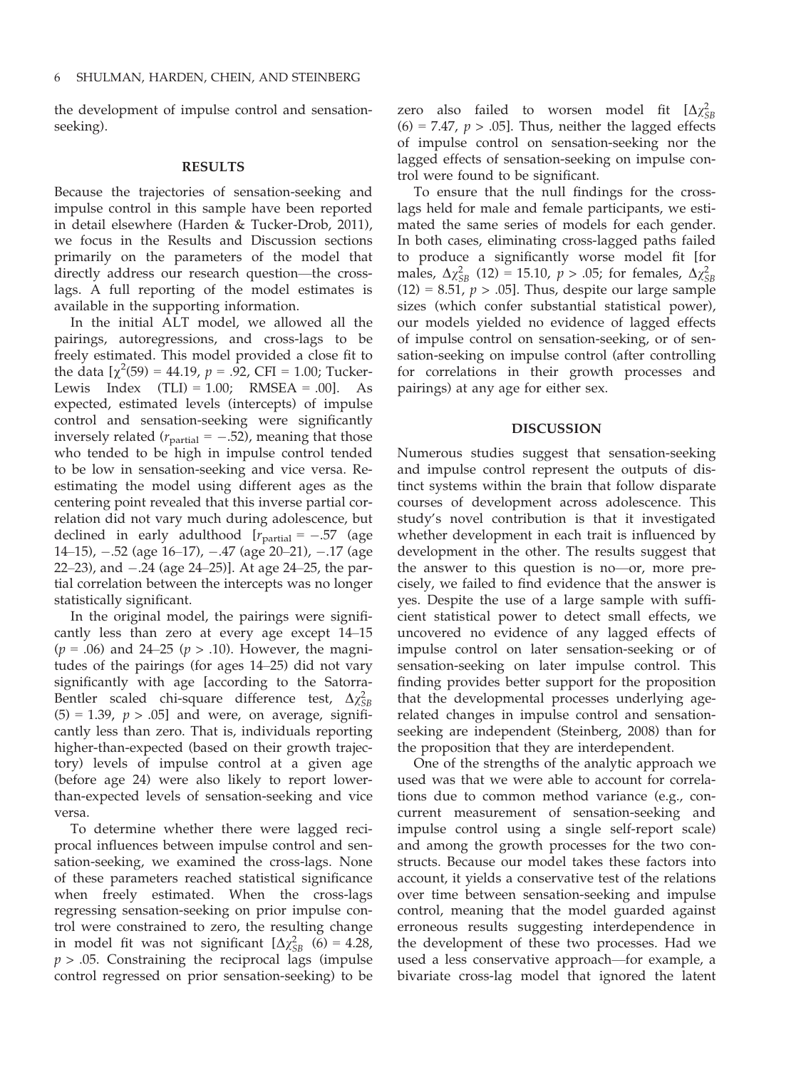the development of impulse control and sensation-seeking).

## RESULTS

Because the trajectories of sensation-seeking and impulse control in this sample have been reported in detail elsewhere (Harden & Tucker-Drob, 2011), we focus in the Results and Discussion sections primarily on the parameters of the model that directly address our research question—the cross-lags. A full reporting of the model estimates is available in the supporting information.

In the initial ALT model, we allowed all the pairings, autoregressions, and cross-lags to be freely estimated. This model provided a close fit to the data [$\chi^2(59) = 44.19$, $p = .92$, CFI = 1.00; Tucker-Lewis Index (TLI) = 1.00; RMSEA = .00]. As expected, estimated levels (intercepts) of impulse control and sensation-seeking were significantly inversely related ($r_{\text{partial}} = -.52$), meaning that those who tended to be high in impulse control tended to be low in sensation-seeking and vice versa. Re-estimating the model using different ages as the centering point revealed that this inverse partial correlation did not vary much during adolescence, but declined in early adulthood [$r_{\text{partial}} = -.57$ (age 14–15), $-.52$ (age 16–17), $-.47$ (age 20–21), $-.17$ (age 22–23), and $-.24$ (age 24–25)]. At age 24–25, the partial correlation between the intercepts was no longer statistically significant.

In the original model, the pairings were significantly less than zero at every age except 14–15 ($p = .06$) and 24–25 ($p > .10$). However, the magnitudes of the pairings (for ages 14–25) did not vary significantly with age [according to the Satorra-Bentler scaled chi-square difference test, $\Delta\chi^2_{SB}$ (5) = 1.39, $p > .05$] and were, on average, significantly less than zero. That is, individuals reporting higher-than-expected (based on their growth trajectory) levels of impulse control at a given age (before age 24) were also likely to report lower-than-expected levels of sensation-seeking and vice versa.

To determine whether there were lagged reciprocal influences between impulse control and sensation-seeking, we examined the cross-lags. None of these parameters reached statistical significance when freely estimated. When the cross-lags regressing sensation-seeking on prior impulse control were constrained to zero, the resulting change in model fit was not significant [$\Delta\chi^2_{SB}$ (6) = 4.28, $p > .05$. Constraining the reciprocal lags (impulse control regressed on prior sensation-seeking) to be zero also failed to worsen model fit [$\Delta\chi^2_{SB}$ (6) = 7.47, $p > .05$]. Thus, neither the lagged effects of impulse control on sensation-seeking nor the lagged effects of sensation-seeking on impulse control were found to be significant.

To ensure that the null findings for the cross-lags held for male and female participants, we estimated the same series of models for each gender. In both cases, eliminating cross-lagged paths failed to produce a significantly worse model fit [for males, $\Delta\chi^2_{SB}$ (12) = 15.10, $p > .05$; for females, $\Delta\chi^2_{SB}$ (12) = 8.51, $p > .05$]. Thus, despite our large sample sizes (which confer substantial statistical power), our models yielded no evidence of lagged effects of impulse control on sensation-seeking, or of sensation-seeking on impulse control (after controlling for correlations in their growth processes and pairings) at any age for either sex.

## DISCUSSION

Numerous studies suggest that sensation-seeking and impulse control represent the outputs of distinct systems within the brain that follow disparate courses of development across adolescence. This study's novel contribution is that it investigated whether development in each trait is influenced by development in the other. The results suggest that the answer to this question is no—or, more precisely, we failed to find evidence that the answer is yes. Despite the use of a large sample with sufficient statistical power to detect small effects, we uncovered no evidence of any lagged effects of impulse control on later sensation-seeking or of sensation-seeking on later impulse control. This finding provides better support for the proposition that the developmental processes underlying age-related changes in impulse control and sensation-seeking are independent (Steinberg, 2008) than for the proposition that they are interdependent.

One of the strengths of the analytic approach we used was that we were able to account for correlations due to common method variance (e.g., concurrent measurement of sensation-seeking and impulse control using a single self-report scale) and among the growth processes for the two constructs. Because our model takes these factors into account, it yields a conservative test of the relations over time between sensation-seeking and impulse control, meaning that the model guarded against erroneous results suggesting interdependence in the development of these two processes. Had we used a less conservative approach—for example, a bivariate cross-lag model that ignored the latent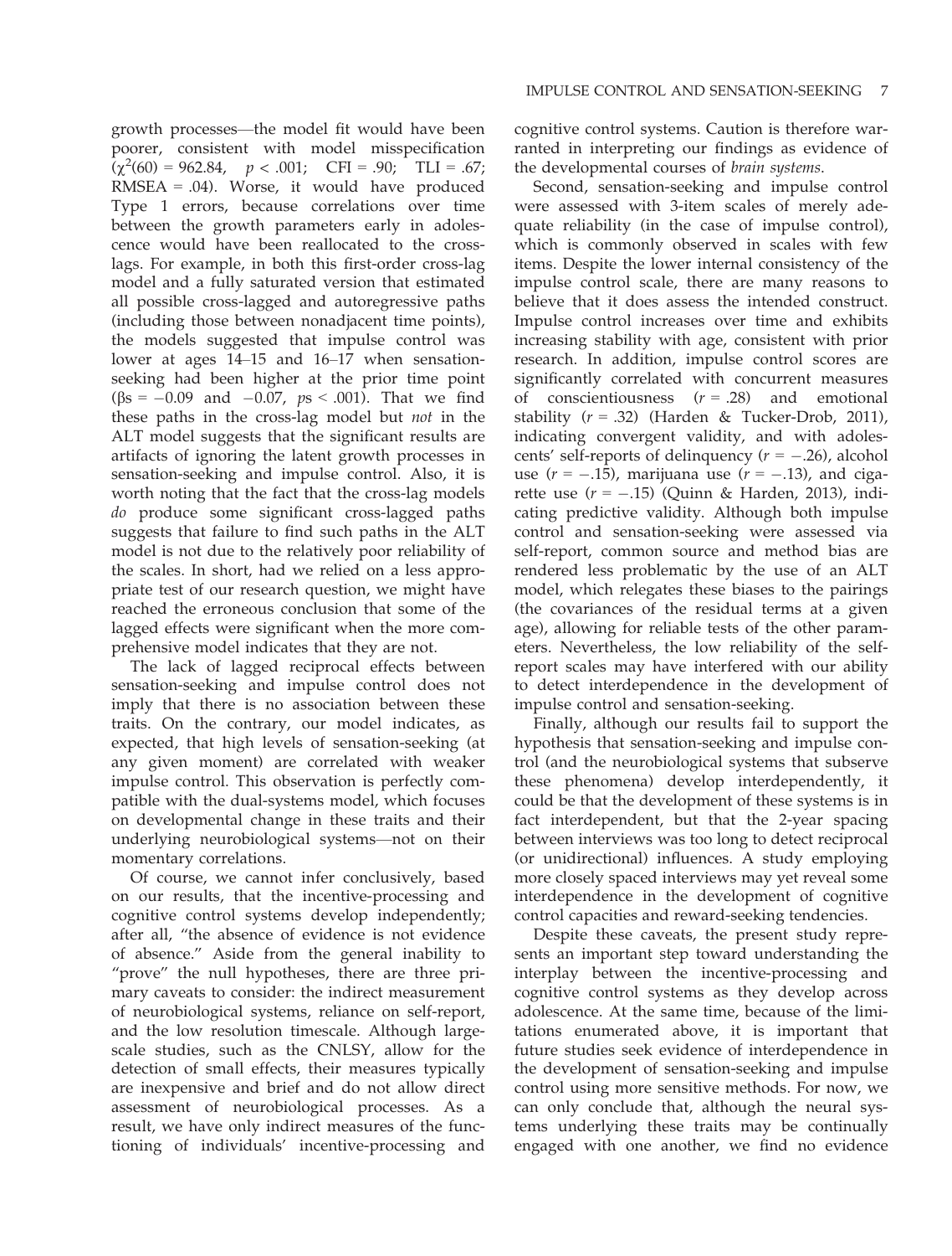growth processes—the model fit would have been poorer, consistent with model misspecification ($\chi^2(60) = 962.84$, $p < .001$; CFI = .90; TLI = .67; RMSEA = .04). Worse, it would have produced Type 1 errors, because correlations over time between the growth parameters early in adolescence would have been reallocated to the cross-lags. For example, in both this first-order cross-lag model and a fully saturated version that estimated all possible cross-lagged and autoregressive paths (including those between nonadjacent time points), the models suggested that impulse control was lower at ages 14–15 and 16–17 when sensation-seeking had been higher at the prior time point ($\beta$s = −0.09 and −0.07, $p$s < .001). That we find these paths in the cross-lag model but *not* in the ALT model suggests that the significant results are artifacts of ignoring the latent growth processes in sensation-seeking and impulse control. Also, it is worth noting that the fact that the cross-lag models *do* produce some significant cross-lagged paths suggests that failure to find such paths in the ALT model is not due to the relatively poor reliability of the scales. In short, had we relied on a less appropriate test of our research question, we might have reached the erroneous conclusion that some of the lagged effects were significant when the more comprehensive model indicates that they are not.

The lack of lagged reciprocal effects between sensation-seeking and impulse control does not imply that there is no association between these traits. On the contrary, our model indicates, as expected, that high levels of sensation-seeking (at any given moment) are correlated with weaker impulse control. This observation is perfectly compatible with the dual-systems model, which focuses on developmental change in these traits and their underlying neurobiological systems—not on their momentary correlations.

Of course, we cannot infer conclusively, based on our results, that the incentive-processing and cognitive control systems develop independently; after all, "the absence of evidence is not evidence of absence." Aside from the general inability to "prove" the null hypotheses, there are three primary caveats to consider: the indirect measurement of neurobiological systems, reliance on self-report, and the low resolution timescale. Although large-scale studies, such as the CNLSY, allow for the detection of small effects, their measures typically are inexpensive and brief and do not allow direct assessment of neurobiological processes. As a result, we have only indirect measures of the functioning of individuals' incentive-processing and cognitive control systems. Caution is therefore warranted in interpreting our findings as evidence of the developmental courses of *brain systems*.

Second, sensation-seeking and impulse control were assessed with 3-item scales of merely adequate reliability (in the case of impulse control), which is commonly observed in scales with few items. Despite the lower internal consistency of the impulse control scale, there are many reasons to believe that it does assess the intended construct. Impulse control increases over time and exhibits increasing stability with age, consistent with prior research. In addition, impulse control scores are significantly correlated with concurrent measures of conscientiousness ($r = .28$) and emotional stability ($r = .32$) (Harden & Tucker-Drob, 2011), indicating convergent validity, and with adolescents' self-reports of delinquency ($r = -.26$), alcohol use ($r = -.15$), marijuana use ($r = -.13$), and cigarette use ($r = -.15$) (Quinn & Harden, 2013), indicating predictive validity. Although both impulse control and sensation-seeking were assessed via self-report, common source and method bias are rendered less problematic by the use of an ALT model, which relegates these biases to the pairings (the covariances of the residual terms at a given age), allowing for reliable tests of the other parameters. Nevertheless, the low reliability of the self-report scales may have interfered with our ability to detect interdependence in the development of impulse control and sensation-seeking.

Finally, although our results fail to support the hypothesis that sensation-seeking and impulse control (and the neurobiological systems that subserve these phenomena) develop interdependently, it could be that the development of these systems is in fact interdependent, but that the 2-year spacing between interviews was too long to detect reciprocal (or unidirectional) influences. A study employing more closely spaced interviews may yet reveal some interdependence in the development of cognitive control capacities and reward-seeking tendencies.

Despite these caveats, the present study represents an important step toward understanding the interplay between the incentive-processing and cognitive control systems as they develop across adolescence. At the same time, because of the limitations enumerated above, it is important that future studies seek evidence of interdependence in the development of sensation-seeking and impulse control using more sensitive methods. For now, we can only conclude that, although the neural systems underlying these traits may be continually engaged with one another, we find no evidence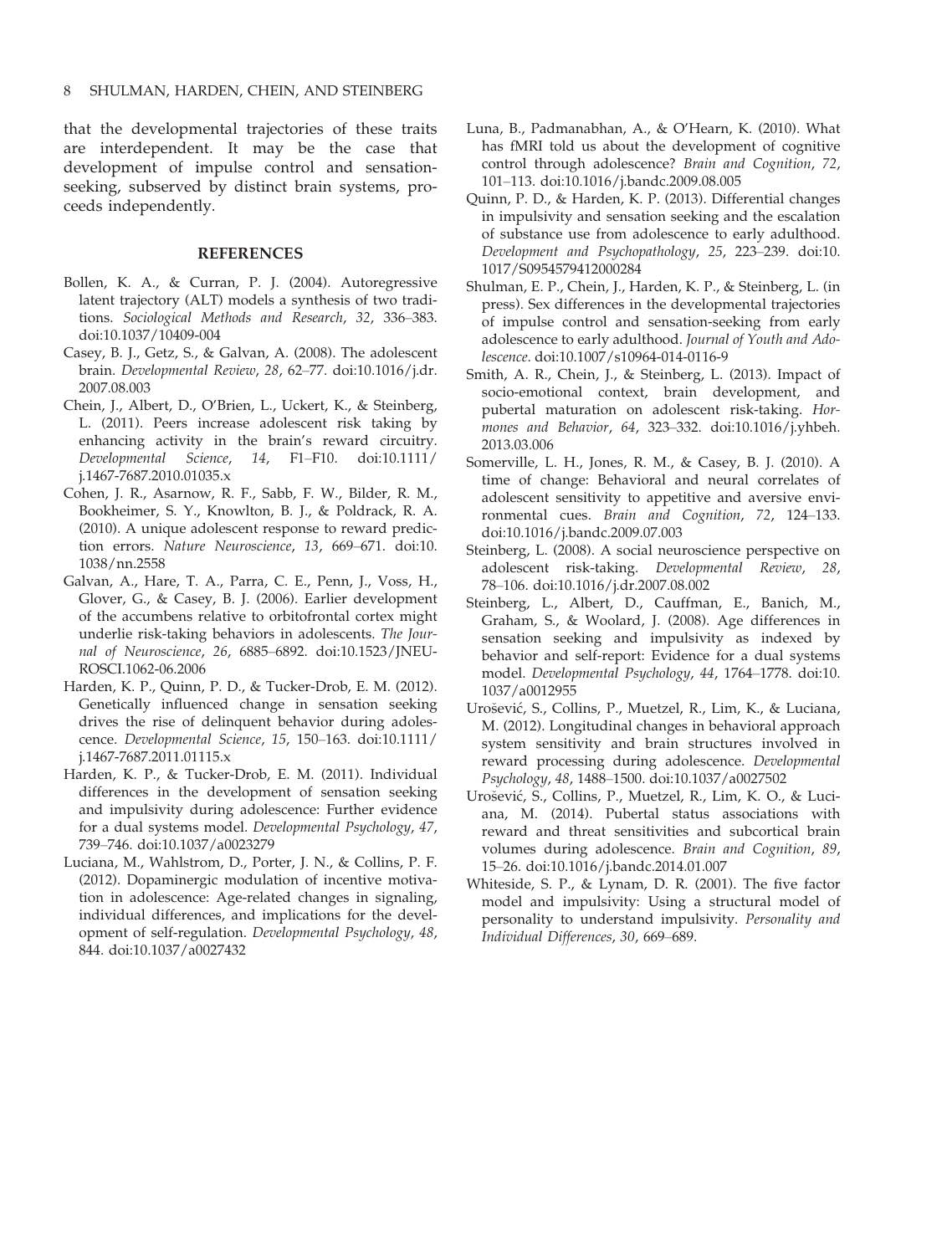that the developmental trajectories of these traits are interdependent. It may be the case that development of impulse control and sensation-seeking, subserved by distinct brain systems, proceeds independently.

## REFERENCES

Bollen, K. A., & Curran, P. J. (2004). Autoregressive latent trajectory (ALT) models a synthesis of two traditions. *Sociological Methods and Research*, *32*, 336–383. doi:10.1037/10409-004

Casey, B. J., Getz, S., & Galvan, A. (2008). The adolescent brain. *Developmental Review*, *28*, 62–77. doi:10.1016/j.dr.2007.08.003

Chein, J., Albert, D., O'Brien, L., Uckert, K., & Steinberg, L. (2011). Peers increase adolescent risk taking by enhancing activity in the brain's reward circuitry. *Developmental Science*, *14*, F1–F10. doi:10.1111/j.1467-7687.2010.01035.x

Cohen, J. R., Asarnow, R. F., Sabb, F. W., Bilder, R. M., Bookheimer, S. Y., Knowlton, B. J., & Poldrack, R. A. (2010). A unique adolescent response to reward prediction errors. *Nature Neuroscience*, *13*, 669–671. doi:10.1038/nn.2558

Galvan, A., Hare, T. A., Parra, C. E., Penn, J., Voss, H., Glover, G., & Casey, B. J. (2006). Earlier development of the accumbens relative to orbitofrontal cortex might underlie risk-taking behaviors in adolescents. *The Journal of Neuroscience*, *26*, 6885–6892. doi:10.1523/JNEUROSCI.1062-06.2006

Harden, K. P., Quinn, P. D., & Tucker-Drob, E. M. (2012). Genetically influenced change in sensation seeking drives the rise of delinquent behavior during adolescence. *Developmental Science*, *15*, 150–163. doi:10.1111/j.1467-7687.2011.01115.x

Harden, K. P., & Tucker-Drob, E. M. (2011). Individual differences in the development of sensation seeking and impulsivity during adolescence: Further evidence for a dual systems model. *Developmental Psychology*, *47*, 739–746. doi:10.1037/a0023279

Luciana, M., Wahlstrom, D., Porter, J. N., & Collins, P. F. (2012). Dopaminergic modulation of incentive motivation in adolescence: Age-related changes in signaling, individual differences, and implications for the development of self-regulation. *Developmental Psychology*, *48*, 844. doi:10.1037/a0027432

Luna, B., Padmanabhan, A., & O'Hearn, K. (2010). What has fMRI told us about the development of cognitive control through adolescence? *Brain and Cognition*, *72*, 101–113. doi:10.1016/j.bandc.2009.08.005

Quinn, P. D., & Harden, K. P. (2013). Differential changes in impulsivity and sensation seeking and the escalation of substance use from adolescence to early adulthood. *Development and Psychopathology*, *25*, 223–239. doi:10.1017/S0954579412000284

Shulman, E. P., Chein, J., Harden, K. P., & Steinberg, L. (in press). Sex differences in the developmental trajectories of impulse control and sensation-seeking from early adolescence to early adulthood. *Journal of Youth and Adolescence*. doi:10.1007/s10964-014-0116-9

Smith, A. R., Chein, J., & Steinberg, L. (2013). Impact of socio-emotional context, brain development, and pubertal maturation on adolescent risk-taking. *Hormones and Behavior*, *64*, 323–332. doi:10.1016/j.yhbeh.2013.03.006

Somerville, L. H., Jones, R. M., & Casey, B. J. (2010). A time of change: Behavioral and neural correlates of adolescent sensitivity to appetitive and aversive environmental cues. *Brain and Cognition*, *72*, 124–133. doi:10.1016/j.bandc.2009.07.003

Steinberg, L. (2008). A social neuroscience perspective on adolescent risk-taking. *Developmental Review*, *28*, 78–106. doi:10.1016/j.dr.2007.08.002

Steinberg, L., Albert, D., Cauffman, E., Banich, M., Graham, S., & Woolard, J. (2008). Age differences in sensation seeking and impulsivity as indexed by behavior and self-report: Evidence for a dual systems model. *Developmental Psychology*, *44*, 1764–1778. doi:10.1037/a0012955

Urošević, S., Collins, P., Muetzel, R., Lim, K., & Luciana, M. (2012). Longitudinal changes in behavioral approach system sensitivity and brain structures involved in reward processing during adolescence. *Developmental Psychology*, *48*, 1488–1500. doi:10.1037/a0027502

Urošević, S., Collins, P., Muetzel, R., Lim, K. O., & Luciana, M. (2014). Pubertal status associations with reward and threat sensitivities and subcortical brain volumes during adolescence. *Brain and Cognition*, *89*, 15–26. doi:10.1016/j.bandc.2014.01.007

Whiteside, S. P., & Lynam, D. R. (2001). The five factor model and impulsivity: Using a structural model of personality to understand impulsivity. *Personality and Individual Differences*, *30*, 669–689.